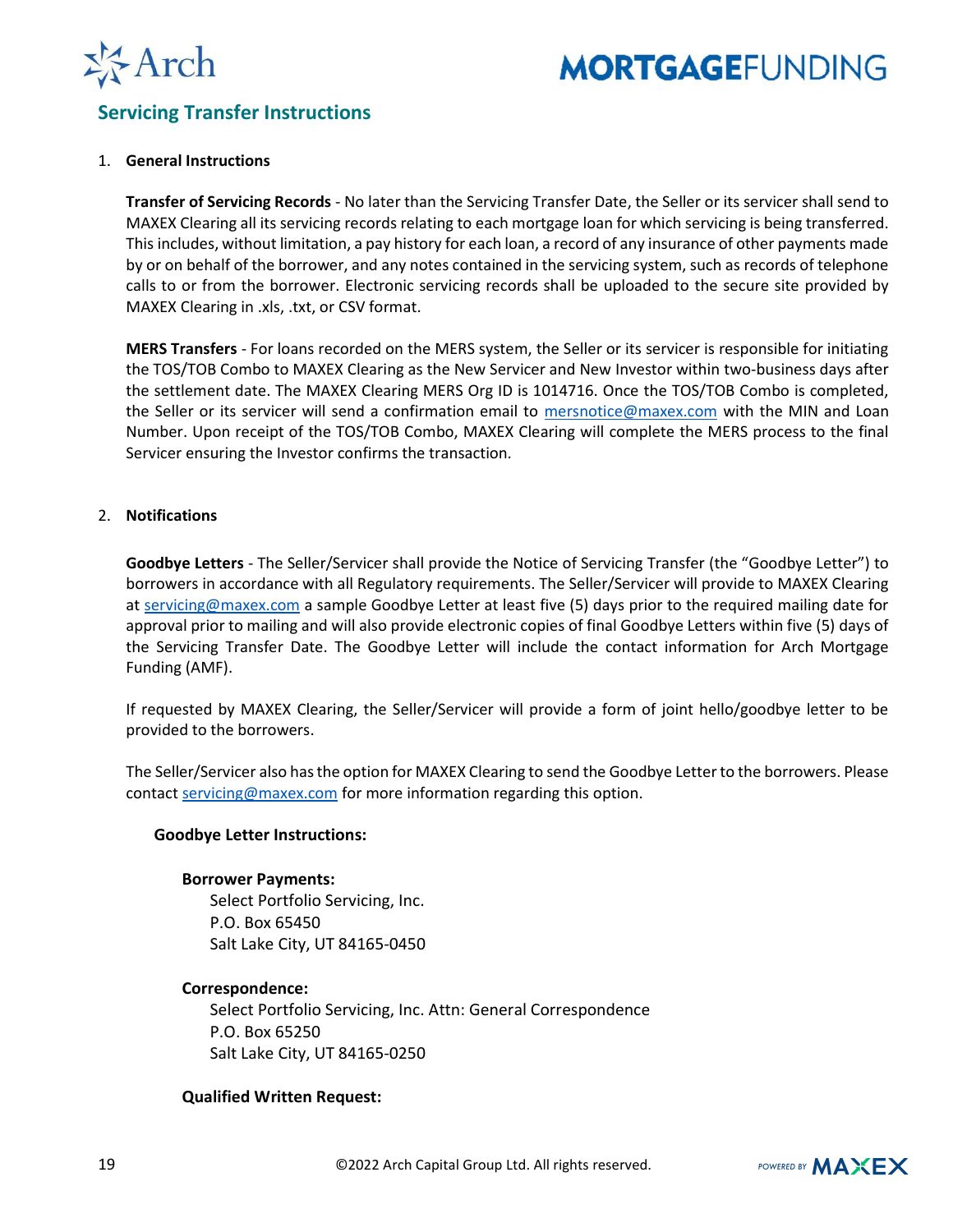## Servicing Transfer Instructions

1. **General Instructions**

   **Transfer of Servicing Records** - No later than the Servicing Transfer Date, the Seller or its servicer shall send to MAXEX Clearing all its servicing records relating to each mortgage loan for which servicing is being transferred. This includes, without limitation, a pay history for each loan, a record of any insurance of other payments made by or on behalf of the borrower, and any notes contained in the servicing system, such as records of telephone calls to or from the borrower. Electronic servicing records shall be uploaded to the secure site provided by MAXEX Clearing in .xls, .txt, or CSV format.

   **MERS Transfers** - For loans recorded on the MERS system, the Seller or its servicer is responsible for initiating the TOS/TOB Combo to MAXEX Clearing as the New Servicer and New Investor within two-business days after the settlement date. The MAXEX Clearing MERS Org ID is 1014716. Once the TOS/TOB Combo is completed, the Seller or its servicer will send a confirmation email to mersnotice@maxex.com with the MIN and Loan Number. Upon receipt of the TOS/TOB Combo, MAXEX Clearing will complete the MERS process to the final Servicer ensuring the Investor confirms the transaction.

2. **Notifications**

   **Goodbye Letters** - The Seller/Servicer shall provide the Notice of Servicing Transfer (the "Goodbye Letter") to borrowers in accordance with all Regulatory requirements. The Seller/Servicer will provide to MAXEX Clearing at servicing@maxex.com a sample Goodbye Letter at least five (5) days prior to the required mailing date for approval prior to mailing and will also provide electronic copies of final Goodbye Letters within five (5) days of the Servicing Transfer Date. The Goodbye Letter will include the contact information for Arch Mortgage Funding (AMF).

   If requested by MAXEX Clearing, the Seller/Servicer will provide a form of joint hello/goodbye letter to be provided to the borrowers.

   The Seller/Servicer also has the option for MAXEX Clearing to send the Goodbye Letter to the borrowers. Please contact servicing@maxex.com for more information regarding this option.

   **Goodbye Letter Instructions:**

   **Borrower Payments:**
   Select Portfolio Servicing, Inc.
   P.O. Box 65450
   Salt Lake City, UT 84165-0450

   **Correspondence:**
   Select Portfolio Servicing, Inc. Attn: General Correspondence
   P.O. Box 65250
   Salt Lake City, UT 84165-0250

   **Qualified Written Request:**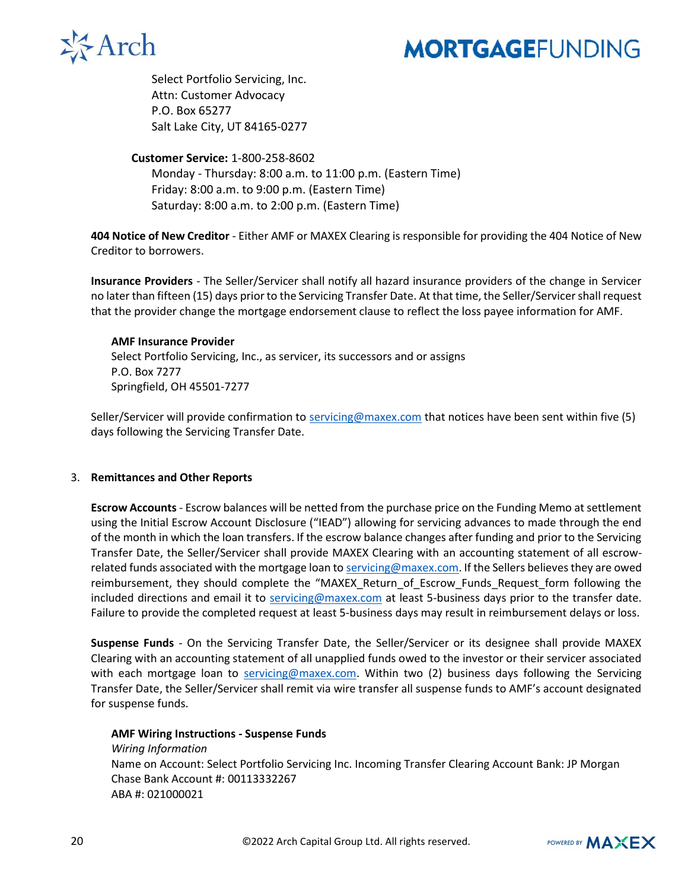Select Portfolio Servicing, Inc.
Attn: Customer Advocacy
P.O. Box 65277
Salt Lake City, UT 84165-0277

**Customer Service:** 1-800-258-8602
Monday - Thursday: 8:00 a.m. to 11:00 p.m. (Eastern Time)
Friday: 8:00 a.m. to 9:00 p.m. (Eastern Time)
Saturday: 8:00 a.m. to 2:00 p.m. (Eastern Time)

**404 Notice of New Creditor** - Either AMF or MAXEX Clearing is responsible for providing the 404 Notice of New Creditor to borrowers.

**Insurance Providers** - The Seller/Servicer shall notify all hazard insurance providers of the change in Servicer no later than fifteen (15) days prior to the Servicing Transfer Date. At that time, the Seller/Servicer shall request that the provider change the mortgage endorsement clause to reflect the loss payee information for AMF.

**AMF Insurance Provider**
Select Portfolio Servicing, Inc., as servicer, its successors and or assigns
P.O. Box 7277
Springfield, OH 45501-7277

Seller/Servicer will provide confirmation to servicing@maxex.com that notices have been sent within five (5) days following the Servicing Transfer Date.

3. **Remittances and Other Reports**

**Escrow Accounts** - Escrow balances will be netted from the purchase price on the Funding Memo at settlement using the Initial Escrow Account Disclosure ("IEAD") allowing for servicing advances to made through the end of the month in which the loan transfers. If the escrow balance changes after funding and prior to the Servicing Transfer Date, the Seller/Servicer shall provide MAXEX Clearing with an accounting statement of all escrow-related funds associated with the mortgage loan to servicing@maxex.com. If the Sellers believes they are owed reimbursement, they should complete the "MAXEX_Return_of_Escrow_Funds_Request_form following the included directions and email it to servicing@maxex.com at least 5-business days prior to the transfer date. Failure to provide the completed request at least 5-business days may result in reimbursement delays or loss.

**Suspense Funds** - On the Servicing Transfer Date, the Seller/Servicer or its designee shall provide MAXEX Clearing with an accounting statement of all unapplied funds owed to the investor or their servicer associated with each mortgage loan to servicing@maxex.com. Within two (2) business days following the Servicing Transfer Date, the Seller/Servicer shall remit via wire transfer all suspense funds to AMF's account designated for suspense funds.

**AMF Wiring Instructions - Suspense Funds**
*Wiring Information*
Name on Account: Select Portfolio Servicing Inc. Incoming Transfer Clearing Account Bank: JP Morgan Chase Bank Account #: 00113332267
ABA #: 021000021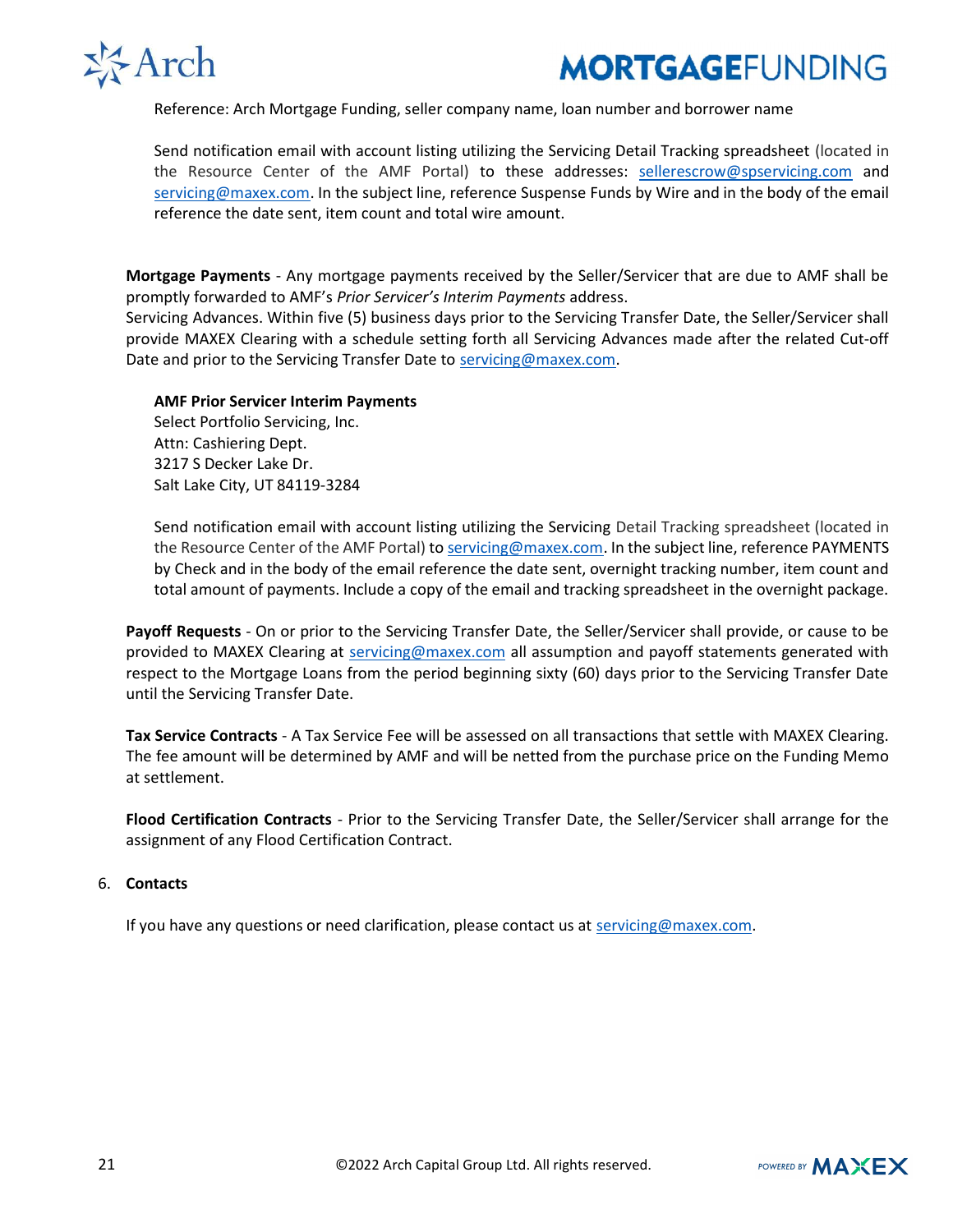Reference: Arch Mortgage Funding, seller company name, loan number and borrower name

Send notification email with account listing utilizing the Servicing Detail Tracking spreadsheet (located in the Resource Center of the AMF Portal) to these addresses: sellerescrow@spservicing.com and servicing@maxex.com. In the subject line, reference Suspense Funds by Wire and in the body of the email reference the date sent, item count and total wire amount.

**Mortgage Payments** - Any mortgage payments received by the Seller/Servicer that are due to AMF shall be promptly forwarded to AMF's *Prior Servicer's Interim Payments* address.
Servicing Advances. Within five (5) business days prior to the Servicing Transfer Date, the Seller/Servicer shall provide MAXEX Clearing with a schedule setting forth all Servicing Advances made after the related Cut-off Date and prior to the Servicing Transfer Date to servicing@maxex.com.

**AMF Prior Servicer Interim Payments**
Select Portfolio Servicing, Inc.
Attn: Cashiering Dept.
3217 S Decker Lake Dr.
Salt Lake City, UT 84119-3284

Send notification email with account listing utilizing the Servicing Detail Tracking spreadsheet (located in the Resource Center of the AMF Portal) to servicing@maxex.com. In the subject line, reference PAYMENTS by Check and in the body of the email reference the date sent, overnight tracking number, item count and total amount of payments. Include a copy of the email and tracking spreadsheet in the overnight package.

**Payoff Requests** - On or prior to the Servicing Transfer Date, the Seller/Servicer shall provide, or cause to be provided to MAXEX Clearing at servicing@maxex.com all assumption and payoff statements generated with respect to the Mortgage Loans from the period beginning sixty (60) days prior to the Servicing Transfer Date until the Servicing Transfer Date.

**Tax Service Contracts** - A Tax Service Fee will be assessed on all transactions that settle with MAXEX Clearing. The fee amount will be determined by AMF and will be netted from the purchase price on the Funding Memo at settlement.

**Flood Certification Contracts** - Prior to the Servicing Transfer Date, the Seller/Servicer shall arrange for the assignment of any Flood Certification Contract.

6. **Contacts**

If you have any questions or need clarification, please contact us at servicing@maxex.com.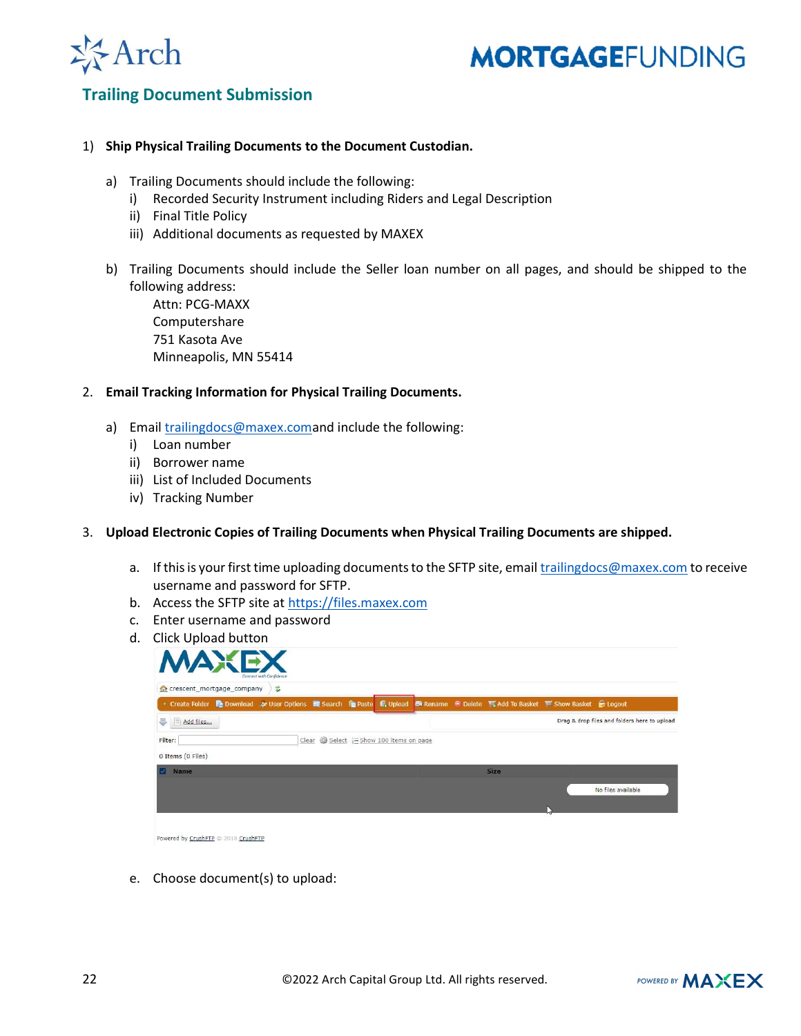## Trailing Document Submission

1) **Ship Physical Trailing Documents to the Document Custodian.**

   a) Trailing Documents should include the following:
      i) Recorded Security Instrument including Riders and Legal Description
      ii) Final Title Policy
      iii) Additional documents as requested by MAXEX

   b) Trailing Documents should include the Seller loan number on all pages, and should be shipped to the following address:

      Attn: PCG-MAXX
      Computershare
      751 Kasota Ave
      Minneapolis, MN 55414

2. **Email Tracking Information for Physical Trailing Documents.**

   a) Email trailingdocs@maxex.comand include the following:
      i) Loan number
      ii) Borrower name
      iii) List of Included Documents
      iv) Tracking Number

3. **Upload Electronic Copies of Trailing Documents when Physical Trailing Documents are shipped.**

   a. If this is your first time uploading documents to the SFTP site, email trailingdocs@maxex.com to receive username and password for SFTP.
   b. Access the SFTP site at https://files.maxex.com
   c. Enter username and password
   d. Click Upload button
   e. Choose document(s) to upload: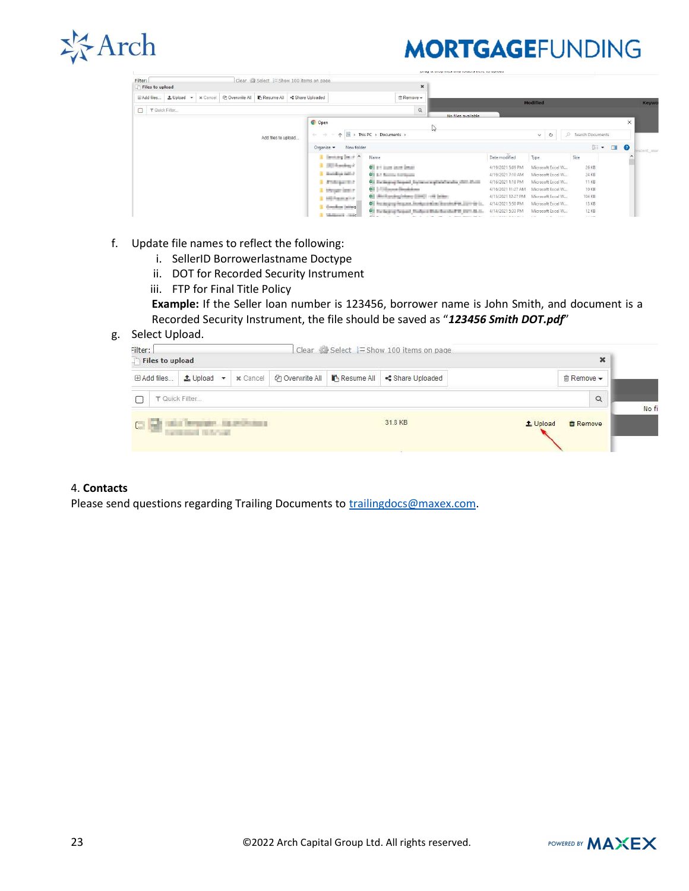f. Update file names to reflect the following:
   i. SellerID Borrowerlastname Doctype
   ii. DOT for Recorded Security Instrument
   iii. FTP for Final Title Policy

   **Example:** If the Seller loan number is 123456, borrower name is John Smith, and document is a Recorded Security Instrument, the file should be saved as "***123456 Smith DOT.pdf***"

g. Select Upload.

4. **Contacts**

Please send questions regarding Trailing Documents to [trailingdocs@maxex.com](mailto:trailingdocs@maxex.com).